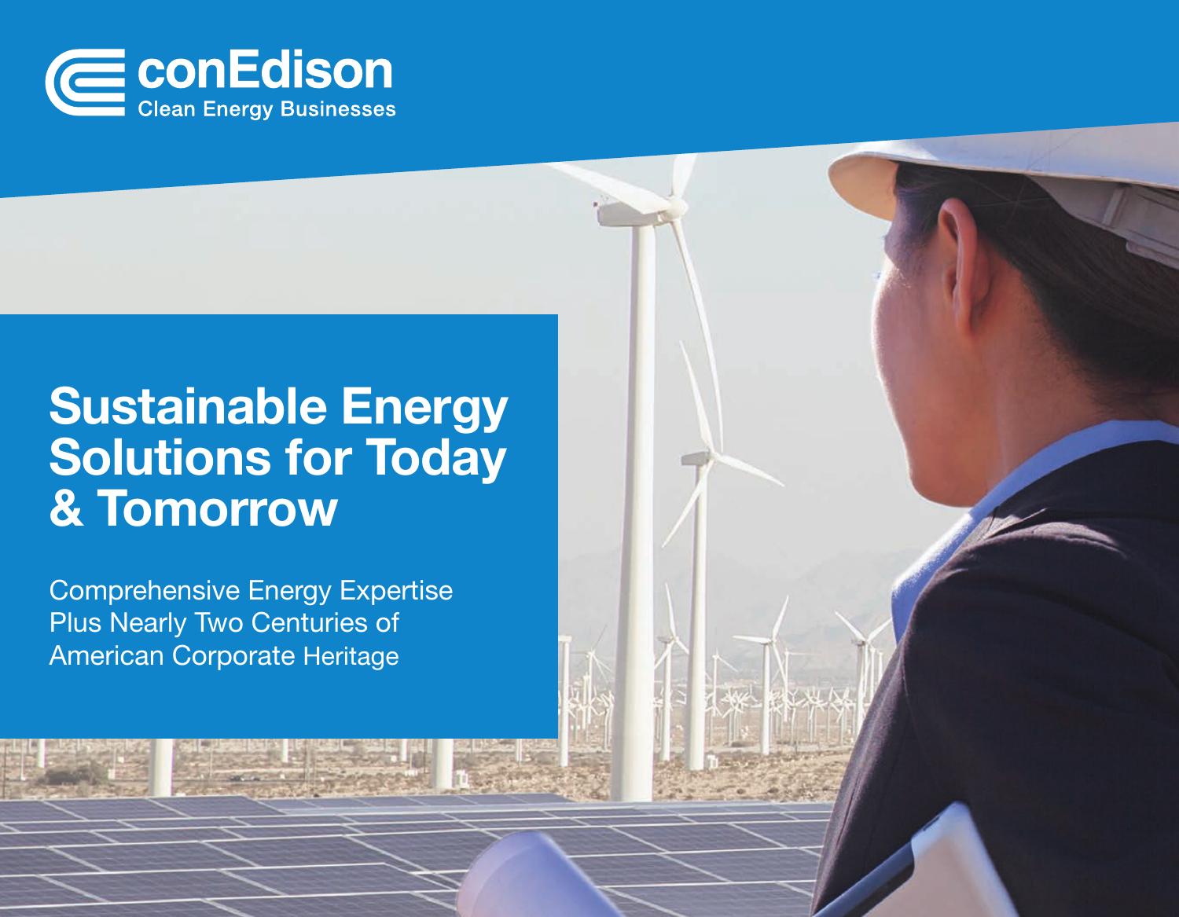conEdison
Clean Energy Businesses

# Sustainable Energy Solutions for Today & Tomorrow

Comprehensive Energy Expertise Plus Nearly Two Centuries of American Corporate Heritage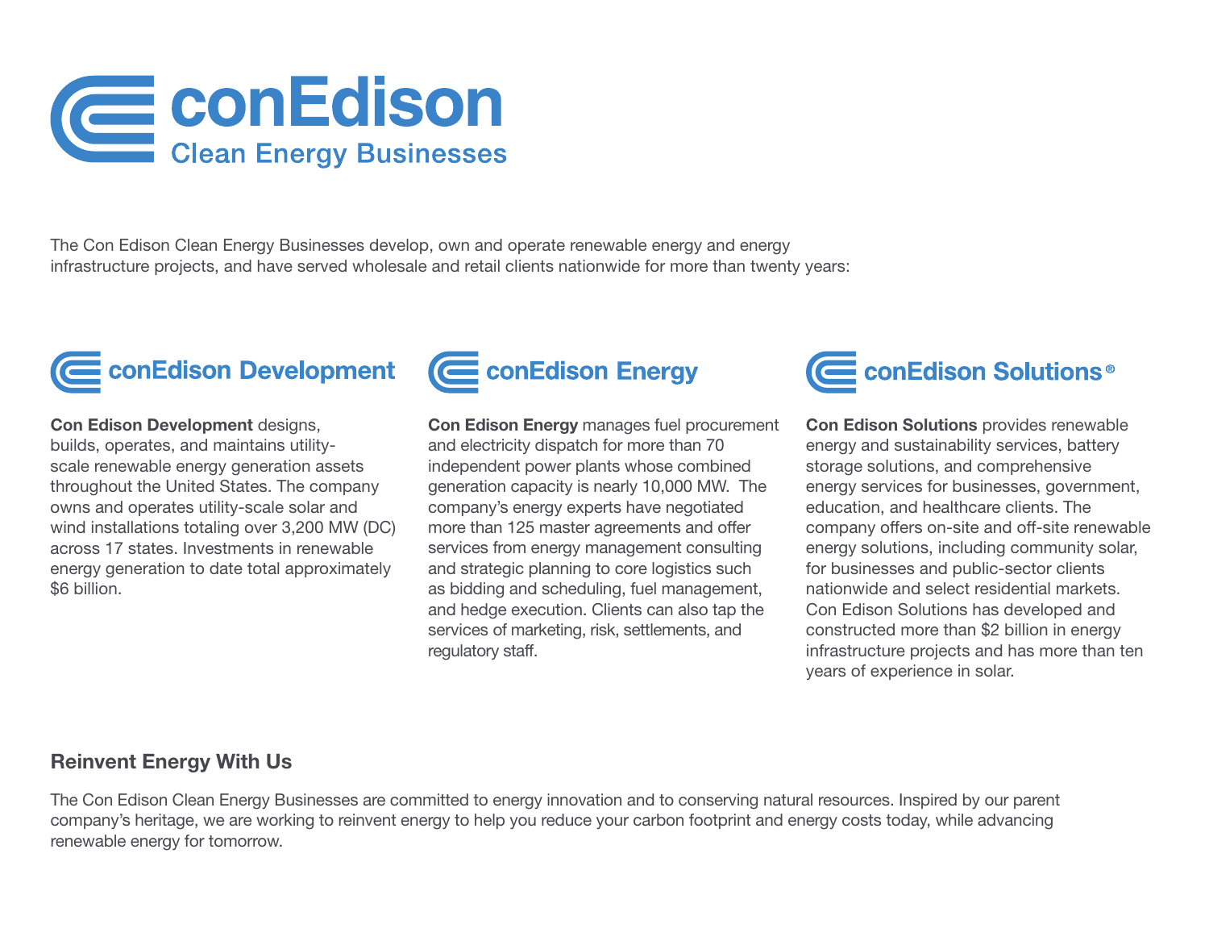# conEdison Clean Energy Businesses

The Con Edison Clean Energy Businesses develop, own and operate renewable energy and energy infrastructure projects, and have served wholesale and retail clients nationwide for more than twenty years:

## conEdison Development

**Con Edison Development** designs, builds, operates, and maintains utility-scale renewable energy generation assets throughout the United States. The company owns and operates utility-scale solar and wind installations totaling over 3,200 MW (DC) across 17 states. Investments in renewable energy generation to date total approximately $6 billion.

## conEdison Energy

**Con Edison Energy** manages fuel procurement and electricity dispatch for more than 70 independent power plants whose combined generation capacity is nearly 10,000 MW. The company's energy experts have negotiated more than 125 master agreements and offer services from energy management consulting and strategic planning to core logistics such as bidding and scheduling, fuel management, and hedge execution. Clients can also tap the services of marketing, risk, settlements, and regulatory staff.

## conEdison Solutions®

**Con Edison Solutions** provides renewable energy and sustainability services, battery storage solutions, and comprehensive energy services for businesses, government, education, and healthcare clients. The company offers on-site and off-site renewable energy solutions, including community solar, for businesses and public-sector clients nationwide and select residential markets. Con Edison Solutions has developed and constructed more than $2 billion in energy infrastructure projects and has more than ten years of experience in solar.

## Reinvent Energy With Us

The Con Edison Clean Energy Businesses are committed to energy innovation and to conserving natural resources. Inspired by our parent company's heritage, we are working to reinvent energy to help you reduce your carbon footprint and energy costs today, while advancing renewable energy for tomorrow.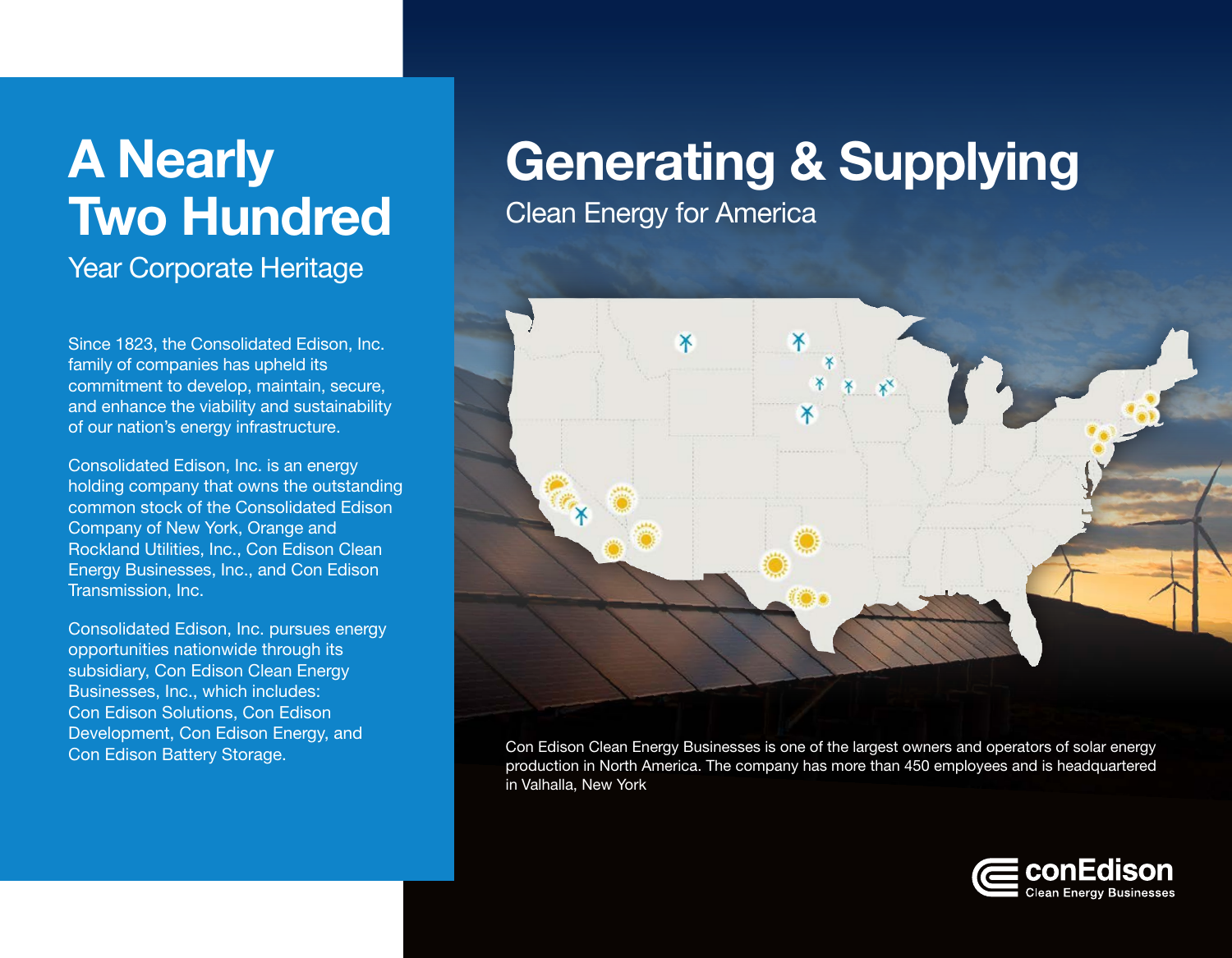# A Nearly Two Hundred

## Year Corporate Heritage

Since 1823, the Consolidated Edison, Inc. family of companies has upheld its commitment to develop, maintain, secure, and enhance the viability and sustainability of our nation's energy infrastructure.

Consolidated Edison, Inc. is an energy holding company that owns the outstanding common stock of the Consolidated Edison Company of New York, Orange and Rockland Utilities, Inc., Con Edison Clean Energy Businesses, Inc., and Con Edison Transmission, Inc.

Consolidated Edison, Inc. pursues energy opportunities nationwide through its subsidiary, Con Edison Clean Energy Businesses, Inc., which includes: Con Edison Solutions, Con Edison Development, Con Edison Energy, and Con Edison Battery Storage.

# Generating & Supplying

## Clean Energy for America

Con Edison Clean Energy Businesses is one of the largest owners and operators of solar energy production in North America. The company has more than 450 employees and is headquartered in Valhalla, New York

conEdison
Clean Energy Businesses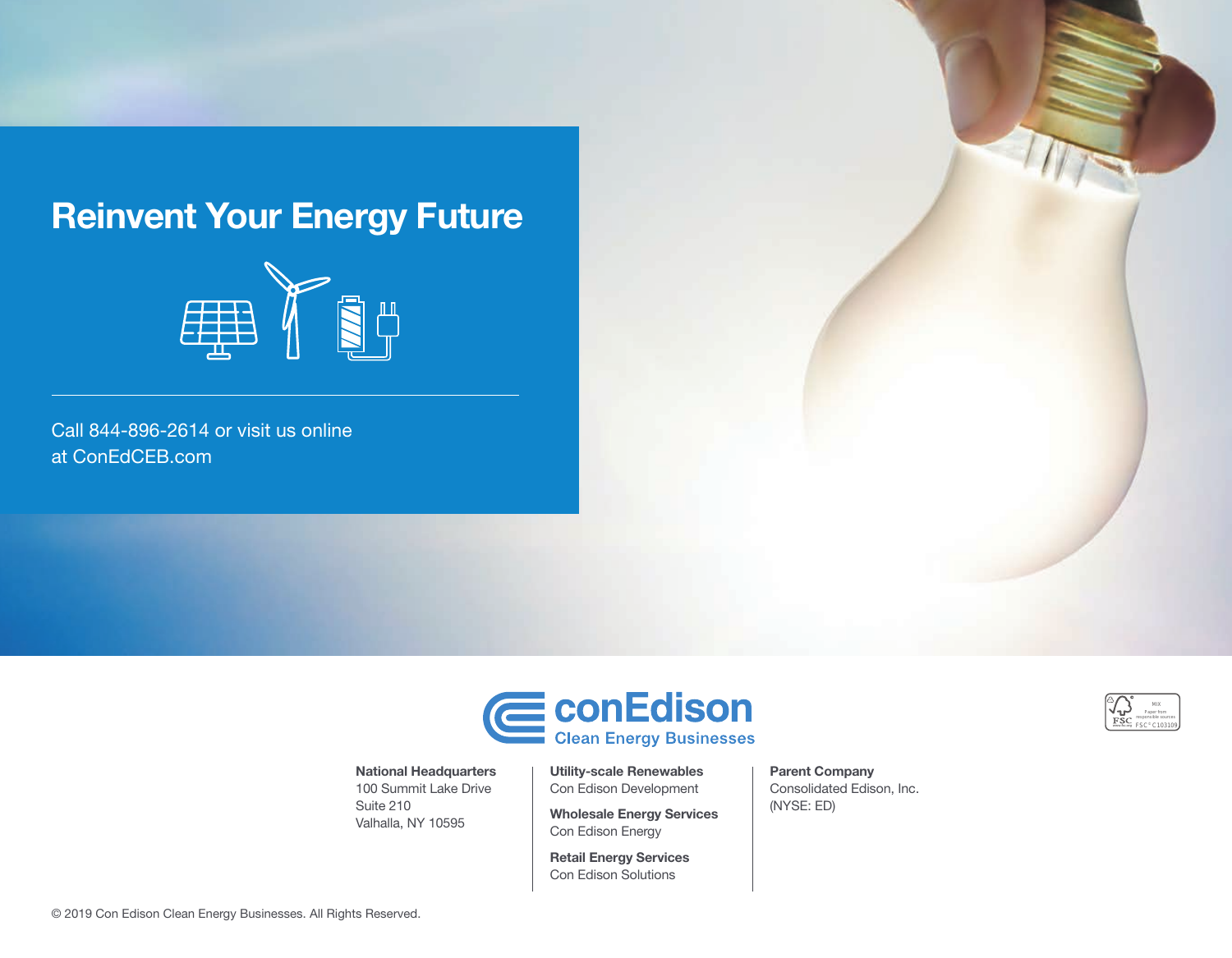# Reinvent Your Energy Future

Call 844-896-2614 or visit us online at ConEdCEB.com

conEdison
Clean Energy Businesses

**National Headquarters**
100 Summit Lake Drive
Suite 210
Valhalla, NY 10595

**Utility-scale Renewables**
Con Edison Development

**Wholesale Energy Services**
Con Edison Energy

**Retail Energy Services**
Con Edison Solutions

**Parent Company**
Consolidated Edison, Inc.
(NYSE: ED)

© 2019 Con Edison Clean Energy Businesses. All Rights Reserved.